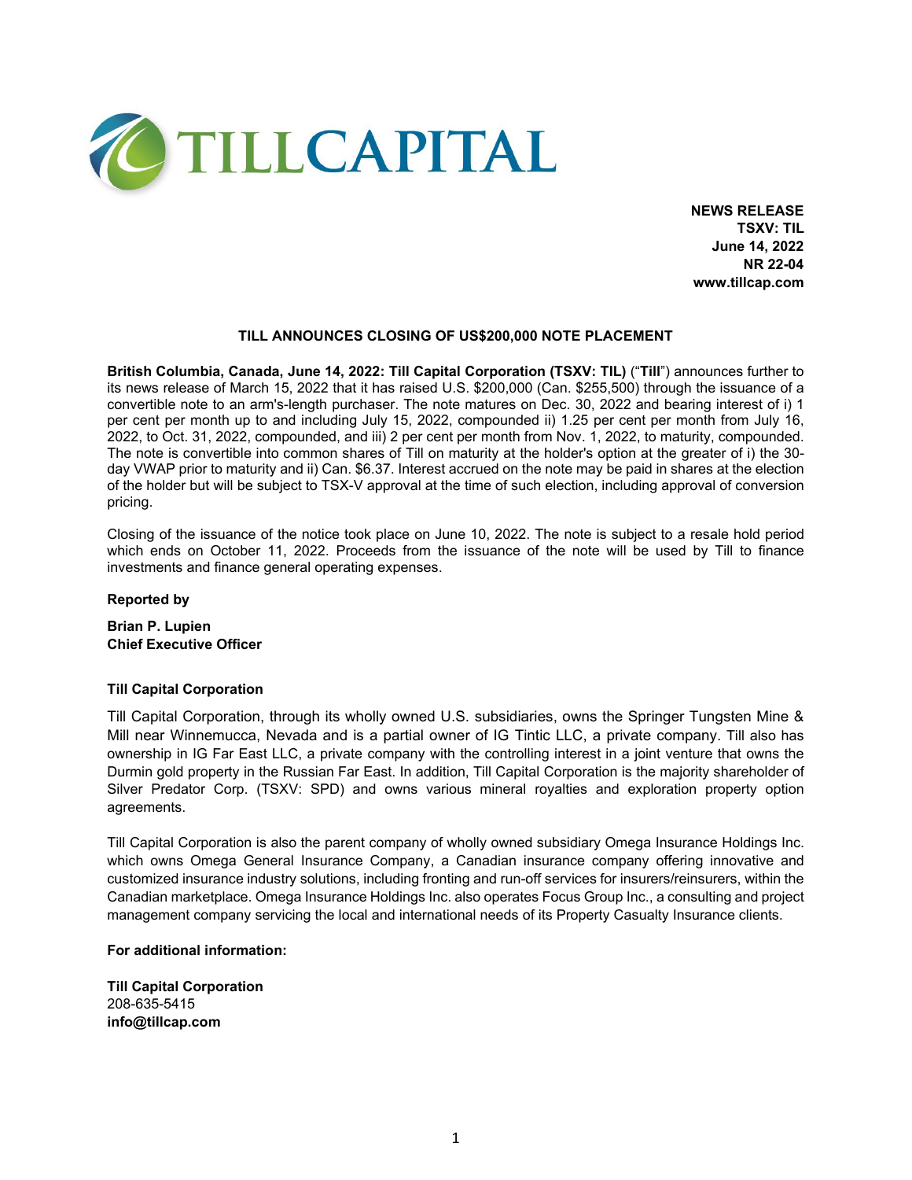TILLCAPITAL

**NEWS RELEASE**
**TSXV: TIL**
**June 14, 2022**
**NR 22-04**
**www.tillcap.com**

**TILL ANNOUNCES CLOSING OF US$200,000 NOTE PLACEMENT**

**British Columbia, Canada, June 14, 2022: Till Capital Corporation (TSXV: TIL)** ("**Till**") announces further to its news release of March 15, 2022 that it has raised U.S. $200,000 (Can. $255,500) through the issuance of a convertible note to an arm's-length purchaser. The note matures on Dec. 30, 2022 and bearing interest of i) 1 per cent per month up to and including July 15, 2022, compounded ii) 1.25 per cent per month from July 16, 2022, to Oct. 31, 2022, compounded, and iii) 2 per cent per month from Nov. 1, 2022, to maturity, compounded. The note is convertible into common shares of Till on maturity at the holder's option at the greater of i) the 30-day VWAP prior to maturity and ii) Can. $6.37. Interest accrued on the note may be paid in shares at the election of the holder but will be subject to TSX-V approval at the time of such election, including approval of conversion pricing.

Closing of the issuance of the notice took place on June 10, 2022. The note is subject to a resale hold period which ends on October 11, 2022. Proceeds from the issuance of the note will be used by Till to finance investments and finance general operating expenses.

**Reported by**

**Brian P. Lupien**
**Chief Executive Officer**

**Till Capital Corporation**

Till Capital Corporation, through its wholly owned U.S. subsidiaries, owns the Springer Tungsten Mine & Mill near Winnemucca, Nevada and is a partial owner of IG Tintic LLC, a private company. Till also has ownership in IG Far East LLC, a private company with the controlling interest in a joint venture that owns the Durmin gold property in the Russian Far East. In addition, Till Capital Corporation is the majority shareholder of Silver Predator Corp. (TSXV: SPD) and owns various mineral royalties and exploration property option agreements.

Till Capital Corporation is also the parent company of wholly owned subsidiary Omega Insurance Holdings Inc. which owns Omega General Insurance Company, a Canadian insurance company offering innovative and customized insurance industry solutions, including fronting and run-off services for insurers/reinsurers, within the Canadian marketplace. Omega Insurance Holdings Inc. also operates Focus Group Inc., a consulting and project management company servicing the local and international needs of its Property Casualty Insurance clients.

**For additional information:**

**Till Capital Corporation**
208-635-5415
**info@tillcap.com**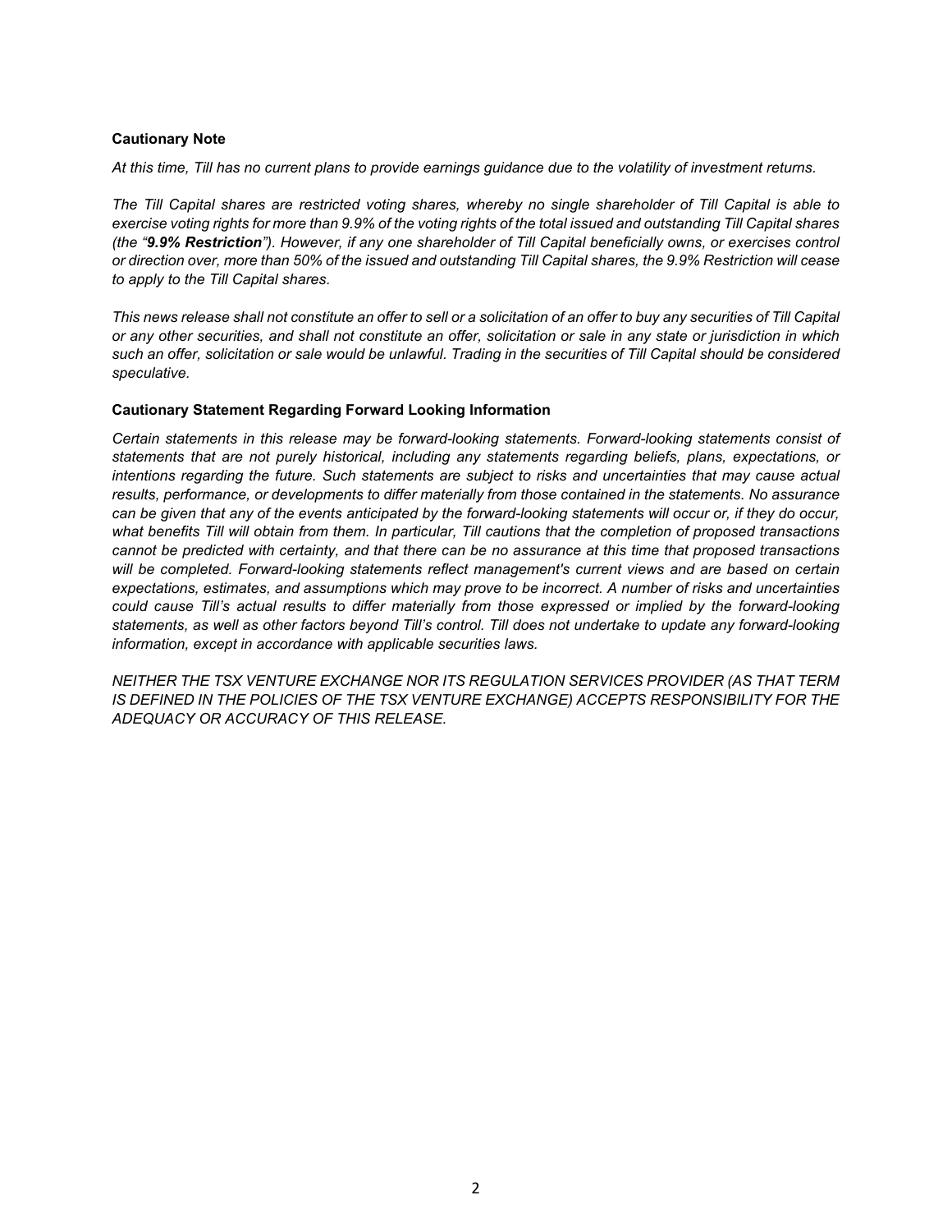**Cautionary Note**

*At this time, Till has no current plans to provide earnings guidance due to the volatility of investment returns.*

*The Till Capital shares are restricted voting shares, whereby no single shareholder of Till Capital is able to exercise voting rights for more than 9.9% of the voting rights of the total issued and outstanding Till Capital shares (the "**9.9% Restriction**"). However, if any one shareholder of Till Capital beneficially owns, or exercises control or direction over, more than 50% of the issued and outstanding Till Capital shares, the 9.9% Restriction will cease to apply to the Till Capital shares.*

*This news release shall not constitute an offer to sell or a solicitation of an offer to buy any securities of Till Capital or any other securities, and shall not constitute an offer, solicitation or sale in any state or jurisdiction in which such an offer, solicitation or sale would be unlawful. Trading in the securities of Till Capital should be considered speculative.*

**Cautionary Statement Regarding Forward Looking Information**

*Certain statements in this release may be forward-looking statements. Forward-looking statements consist of statements that are not purely historical, including any statements regarding beliefs, plans, expectations, or intentions regarding the future. Such statements are subject to risks and uncertainties that may cause actual results, performance, or developments to differ materially from those contained in the statements. No assurance can be given that any of the events anticipated by the forward-looking statements will occur or, if they do occur, what benefits Till will obtain from them. In particular, Till cautions that the completion of proposed transactions cannot be predicted with certainty, and that there can be no assurance at this time that proposed transactions will be completed. Forward-looking statements reflect management's current views and are based on certain expectations, estimates, and assumptions which may prove to be incorrect. A number of risks and uncertainties could cause Till's actual results to differ materially from those expressed or implied by the forward-looking statements, as well as other factors beyond Till's control. Till does not undertake to update any forward-looking information, except in accordance with applicable securities laws.*

*NEITHER THE TSX VENTURE EXCHANGE NOR ITS REGULATION SERVICES PROVIDER (AS THAT TERM IS DEFINED IN THE POLICIES OF THE TSX VENTURE EXCHANGE) ACCEPTS RESPONSIBILITY FOR THE ADEQUACY OR ACCURACY OF THIS RELEASE.*